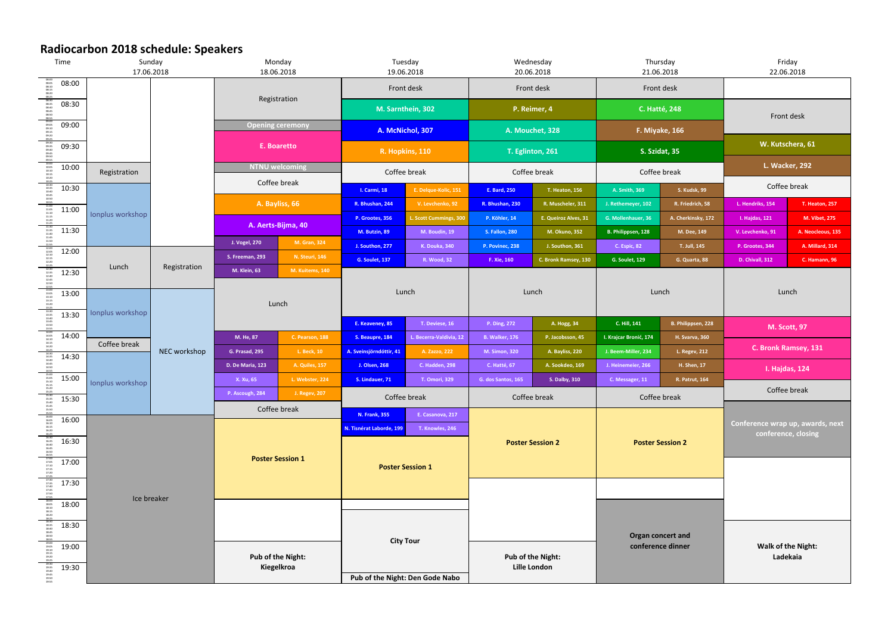# Radiocarbon 2018 schedule: Speakers

| Time | Sunday 17.06.2018 | | Monday 18.06.2018 | | Tuesday 19.06.2018 | | Wednesday 20.06.2018 | | Thursday 21.06.2018 | | Friday 22.06.2018 | |
|---|---|---|---|---|---|---|---|---|---|---|---|---|
| 08:00 | | | Registration | | Front desk | | Front desk | | Front desk | | | |
| 08:30 | | | | | M. Sarnthein, 302 | | P. Reimer, 4 | | C. Hatté, 248 | | Front desk | |
| 09:00 | | | Opening ceremony | | A. McNichol, 307 | | A. Mouchet, 328 | | F. Miyake, 166 | | | |
| | | | E. Boaretto | | | | | | | | | |
| 09:30 | | | | | R. Hopkins, 110 | | T. Eglinton, 261 | | S. Szidat, 35 | | W. Kutschera, 61 | |
| 10:00 | Registration | | NTNU welcoming | | Coffee break | | Coffee break | | Coffee break | | L. Wacker, 292 | |
| | | | Coffee break | | | | | | | | | |
| 10:30 | Ionplus workshop | | | | I. Carmi, 18 | E. Delque-Kolic, 151 | E. Bard, 250 | T. Heaton, 156 | A. Smith, 369 | S. Kudsk, 99 | Coffee break | |
| | | | A. Bayliss, 66 | | R. Bhushan, 244 | V. Levchenko, 92 | R. Bhushan, 230 | R. Muscheler, 311 | J. Rethemeyer, 102 | R. Friedrich, 58 | L. Hendriks, 154 | T. Heaton, 257 |
| 11:00 | | | | | P. Grootes, 356 | L. Scott Cummings, 300 | P. Köhler, 14 | E. Queiroz Alves, 31 | G. Mollenhauer, 36 | A. Cherkinsky, 172 | I. Hajdas, 121 | M. Vibet, 275 |
| | | | A. Aerts-Bijma, 40 | | | | | | | | | |
| 11:30 | | | | | M. Butzin, 89 | M. Boudin, 19 | S. Fallon, 280 | M. Okuno, 352 | B. Philippsen, 128 | M. Dee, 149 | V. Levchenko, 91 | A. Neocleous, 135 |
| | | | J. Vogel, 270 | M. Gran, 324 | J. Southon, 277 | K. Douka, 340 | P. Povinec, 238 | J. Southon, 361 | C. Espic, 82 | T. Jull, 145 | P. Grootes, 344 | A. Millard, 314 |
| 12:00 | Lunch | Registration | S. Freeman, 293 | N. Steuri, 146 | G. Soulet, 137 | R. Wood, 32 | F. Xie, 160 | C. Bronk Ramsey, 130 | G. Soulet, 129 | G. Quarta, 88 | D. Chivall, 312 | C. Hamann, 96 |
| 12:30 | | | M. Klein, 63 | M. Kuitems, 140 | Lunch | | Lunch | | Lunch | | Lunch | |
| 13:00 | Ionplus workshop | NEC workshop | Lunch | | | | | | | | | |
| 13:30 | | | | | E. Keaveney, 85 | T. Deviese, 16 | P. Ding, 272 | A. Hogg, 34 | C. Hill, 141 | B. Philippsen, 228 | M. Scott, 97 | |
| 14:00 | Coffee break | | M. He, 87 | C. Pearson, 188 | S. Beaupre, 184 | L. Becerra-Valdivia, 12 | B. Walker, 176 | P. Jacobsson, 45 | I. Krajcar Bronić, 174 | H. Svarva, 360 | | |
| 14:30 | Ionplus workshop | | G. Prasad, 295 | L. Beck, 10 | A. Sveinsjörndóttir, 41 | A. Zazzo, 222 | M. Simon, 320 | A. Bayliss, 220 | J. Beem-Miller, 234 | L. Regev, 212 | C. Bronk Ramsey, 131 | |
| | | | D. De Maria, 123 | A. Quiles, 157 | J. Olsen, 268 | C. Hadden, 298 | C. Hatté, 67 | A. Sookdeo, 169 | J. Heinemeier, 266 | H. Shen, 17 | I. Hajdas, 124 | |
| 15:00 | | | X. Xu, 65 | L. Webster, 224 | S. Lindauer, 71 | T. Omori, 329 | G. dos Santos, 165 | S. Dalby, 310 | C. Messager, 11 | R. Patrut, 164 | Coffee break | |
| | | | P. Ascough, 284 | J. Regev, 207 | Coffee break | | Coffee break | | Coffee break | | | |
| 15:30 | | | Coffee break | | N. Frank, 355 | E. Casanova, 217 | | | | | Conference wrap up, awards, next conference, closing | |
| 16:00 | Ice breaker | | Poster Session 1 | | N. Tisnérat Laborde, 199 | T. Knowles, 246 | Poster Session 2 | | Poster Session 2 | | | |
| 16:30 | | | | | Poster Session 1 | | | | | | | |
| 17:00 | | | | | | | | | | | | |
| 17:30 | | | | | | | | | | | | |
| 18:00 | | | | | City Tour | | | | Organ concert and conference dinner | | | |
| 18:30 | | | | | | | | | | | Walk of the Night: Ladekaia | |
| 19:00 | | | Pub of the Night: Kiegelkroa | | | | Pub of the Night: Lille London | | | | | |
| 19:30 | | | | | Pub of the Night: Den Gode Nabo | | | | | | | |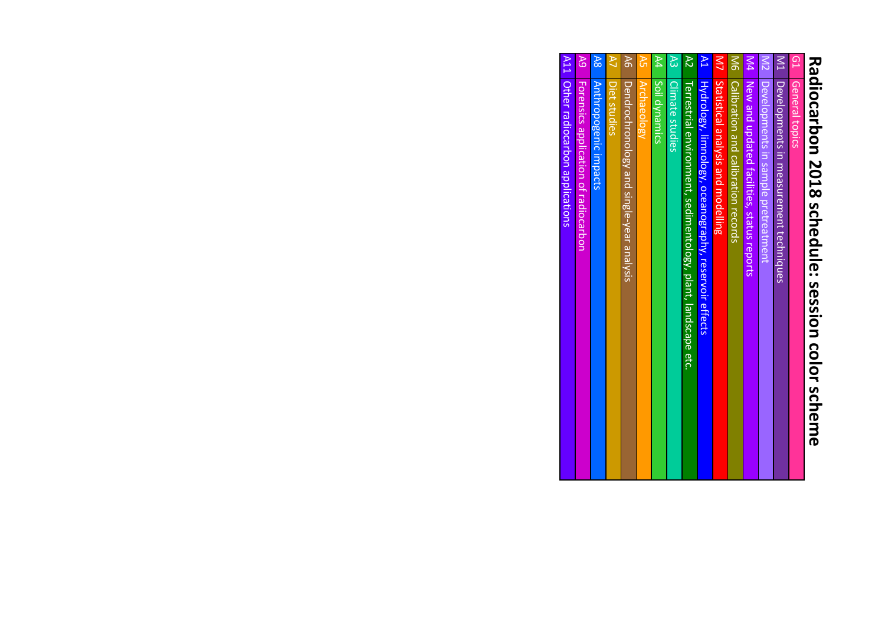# Radiocarbon 2018 schedule: session color scheme

| | |
|---|---|
| G1 | General topics |
| M1 | Developments in measurement techniques |
| M2 | Developments in sample pretreatment |
| M4 | New and updated facilities, status reports |
| M6 | Calibration and calibration records |
| M7 | Statistical analysis and modelling |
| A1 | Hydrology, limnology, oceanography, reservoir effects |
| A2 | Terrestrial environment, sedimentology, plant, landscape etc. |
| A3 | Climate studies |
| A4 | Soil dynamics |
| A5 | Archaeology |
| A6 | Dendrochronology and single-year analysis |
| A7 | Diet studies |
| A8 | Anthropogenic impacts |
| A9 | Forensics application of radiocarbon |
| A11 | Other radiocarbon applications |